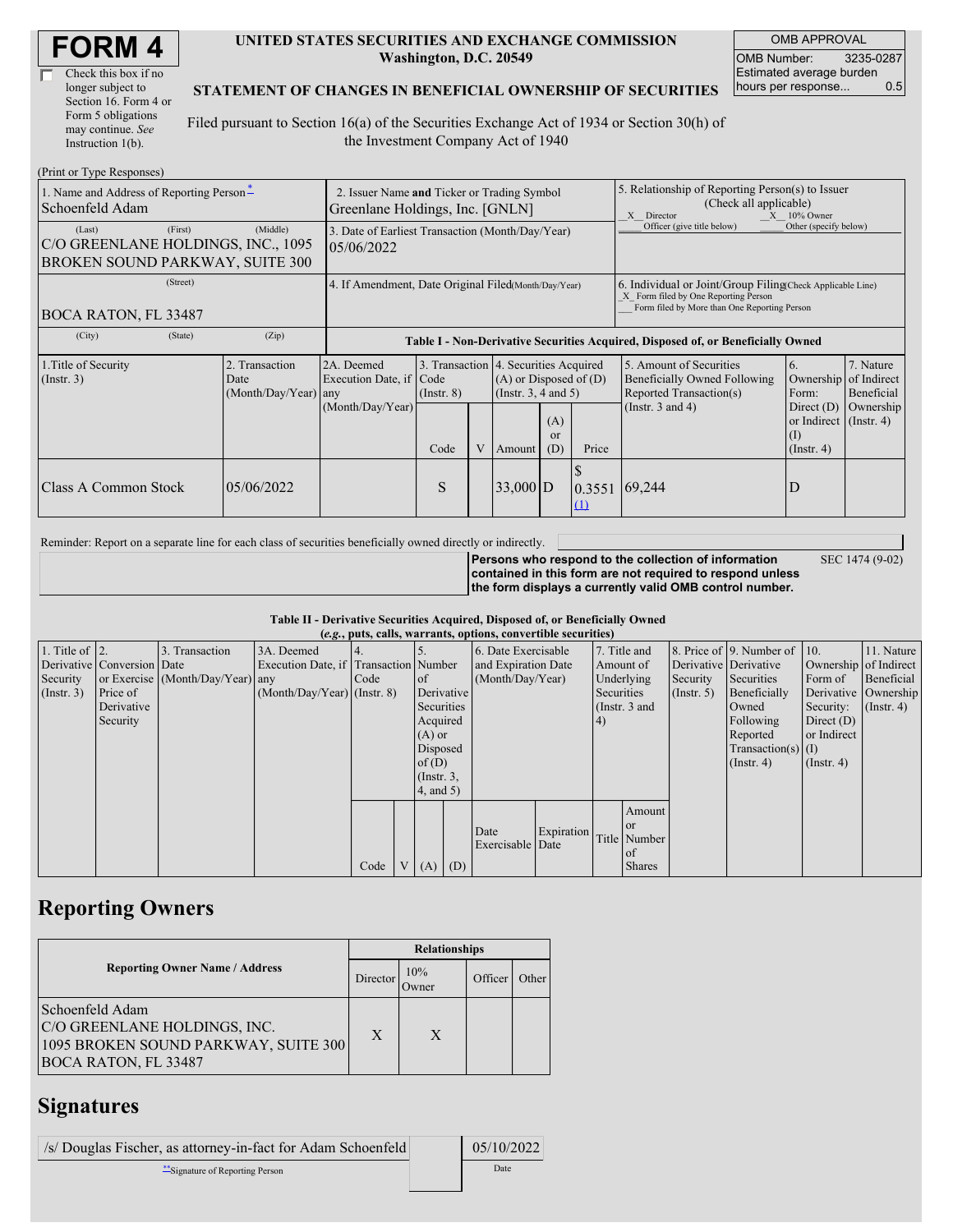# FORM 4

☐ Check this box if no longer subject to Section 16. Form 4 or Form 5 obligations may continue. *See* Instruction 1(b).

**UNITED STATES SECURITIES AND EXCHANGE COMMISSION**
**Washington, D.C. 20549**

**STATEMENT OF CHANGES IN BENEFICIAL OWNERSHIP OF SECURITIES**

Filed pursuant to Section 16(a) of the Securities Exchange Act of 1934 or Section 30(h) of the Investment Company Act of 1940

| OMB APPROVAL | |
|---|---|
| OMB Number: | 3235-0287 |
| Estimated average burden hours per response... | 0.5 |

(Print or Type Responses)

| | | |
|---|---|---|
| 1. Name and Address of Reporting Person*<br>Schoenfeld Adam | 2. Issuer Name **and** Ticker or Trading Symbol<br>Greenlane Holdings, Inc. [GNLN] | 5. Relationship of Reporting Person(s) to Issuer (Check all applicable)<br>_X_ Director _X_ 10% Owner<br>___ Officer (give title below) ___ Other (specify below) |
| (Last) (First) (Middle)<br>C/O GREENLANE HOLDINGS, INC., 1095 BROKEN SOUND PARKWAY, SUITE 300 | 3. Date of Earliest Transaction (Month/Day/Year)<br>05/06/2022 | |
| (Street)<br>BOCA RATON, FL 33487 | 4. If Amendment, Date Original Filed(Month/Day/Year) | 6. Individual or Joint/Group Filing(Check Applicable Line)<br>_X_ Form filed by One Reporting Person<br>___ Form filed by More than One Reporting Person |
| (City) (State) (Zip) | | |

**Table I - Non-Derivative Securities Acquired, Disposed of, or Beneficially Owned**

| 1.Title of Security (Instr. 3) | 2. Transaction Date (Month/Day/Year) | 2A. Deemed Execution Date, if any (Month/Day/Year) | 3. Transaction Code (Instr. 8) | | 4. Securities Acquired (A) or Disposed of (D) (Instr. 3, 4 and 5) | | | 5. Amount of Securities Beneficially Owned Following Reported Transaction(s) (Instr. 3 and 4) | 6. Ownership Form: Direct (D) or Indirect (I) (Instr. 4) | 7. Nature of Indirect Beneficial Ownership (Instr. 4) |
|---|---|---|---|---|---|---|---|---|---|---|
| | | | Code | V | Amount | (A) or (D) | Price | | | |
| Class A Common Stock | 05/06/2022 | | S | | 33,000 | D | $ 0.3551 (1) | 69,244 | D | |

Reminder: Report on a separate line for each class of securities beneficially owned directly or indirectly.

**Persons who respond to the collection of information contained in this form are not required to respond unless the form displays a currently valid OMB control number.** SEC 1474 (9-02)

**Table II - Derivative Securities Acquired, Disposed of, or Beneficially Owned**
**(*e.g.*, puts, calls, warrants, options, convertible securities)**

| 1. Title of Derivative Security (Instr. 3) | 2. Conversion or Exercise Price of Derivative Security | 3. Transaction Date (Month/Day/Year) | 3A. Deemed Execution Date, if any (Month/Day/Year) | 4. Transaction Code (Instr. 8) | | 5. Number of Derivative Securities Acquired (A) or Disposed of (D) (Instr. 3, 4, and 5) | | 6. Date Exercisable and Expiration Date (Month/Day/Year) | | 7. Title and Amount of Underlying Securities (Instr. 3 and 4) | | 8. Price of Derivative Security (Instr. 5) | 9. Number of Derivative Securities Beneficially Owned Following Reported Transaction(s) (Instr. 4) | 10. Ownership Form of Derivative Security: Direct (D) or Indirect (I) (Instr. 4) | 11. Nature of Indirect Beneficial Ownership (Instr. 4) |
|---|---|---|---|---|---|---|---|---|---|---|---|---|---|---|---|
| | | | | Code | V | (A) | (D) | Date Exercisable | Expiration Date | Title | Amount or Number of Shares | | | | |

## Reporting Owners

| Reporting Owner Name / Address | Relationships | | | |
|---|---|---|---|---|
| | Director | 10% Owner | Officer | Other |
| Schoenfeld Adam<br>C/O GREENLANE HOLDINGS, INC.<br>1095 BROKEN SOUND PARKWAY, SUITE 300<br>BOCA RATON, FL 33487 | X | X | | |

## Signatures

| | |
|---|---|
| /s/ Douglas Fischer, as attorney-in-fact for Adam Schoenfeld | 05/10/2022 |
| **Signature of Reporting Person | Date |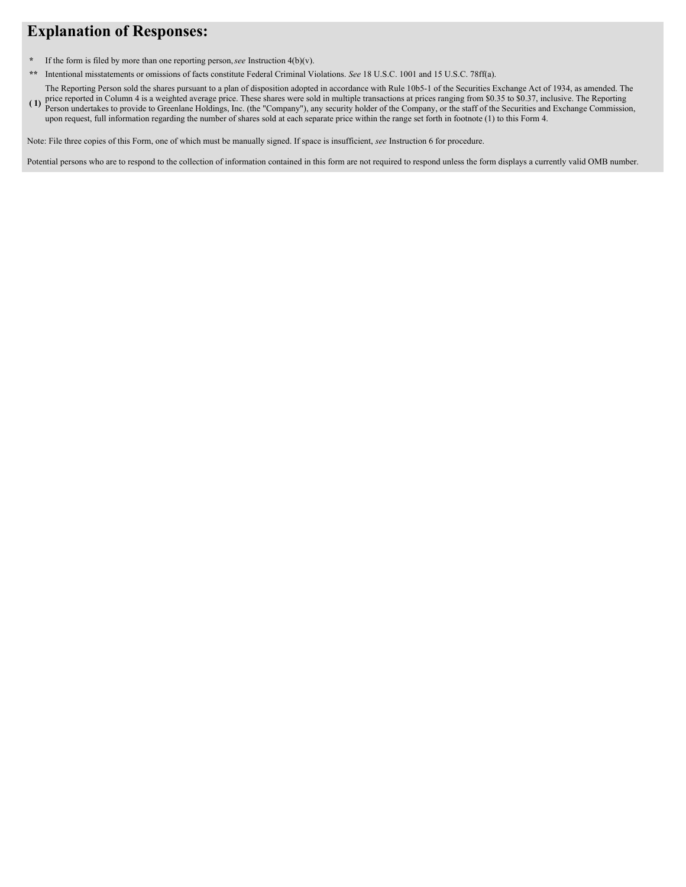# Explanation of Responses:

\* If the form is filed by more than one reporting person, *see* Instruction 4(b)(v).

** Intentional misstatements or omissions of facts constitute Federal Criminal Violations. *See* 18 U.S.C. 1001 and 15 U.S.C. 78ff(a).

**( 1)** The Reporting Person sold the shares pursuant to a plan of disposition adopted in accordance with Rule 10b5-1 of the Securities Exchange Act of 1934, as amended. The price reported in Column 4 is a weighted average price. These shares were sold in multiple transactions at prices ranging from $0.35 to $0.37, inclusive. The Reporting Person undertakes to provide to Greenlane Holdings, Inc. (the "Company"), any security holder of the Company, or the staff of the Securities and Exchange Commission, upon request, full information regarding the number of shares sold at each separate price within the range set forth in footnote (1) to this Form 4.

Note: File three copies of this Form, one of which must be manually signed. If space is insufficient, *see* Instruction 6 for procedure.

Potential persons who are to respond to the collection of information contained in this form are not required to respond unless the form displays a currently valid OMB number.